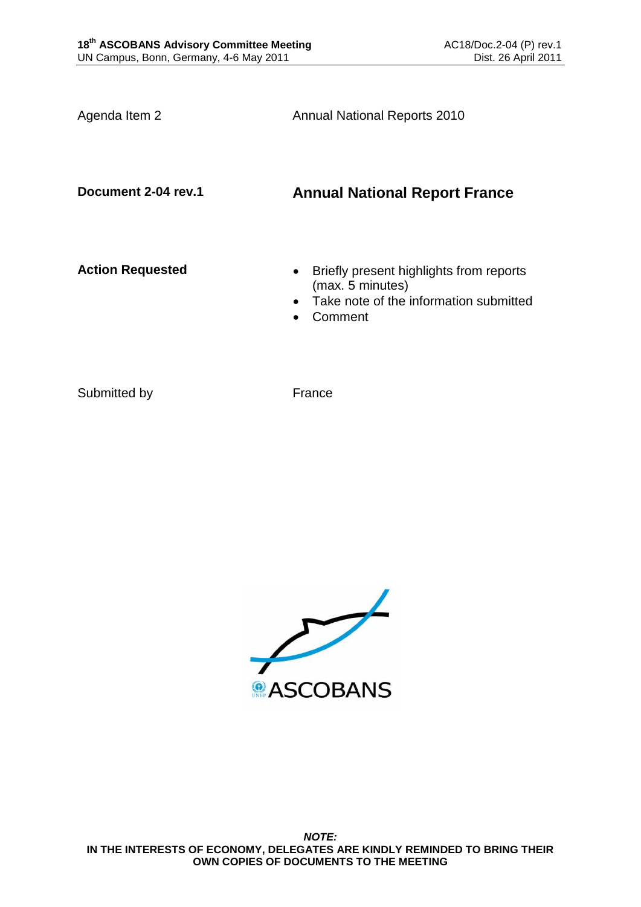**18th ASCOBANS Advisory Committee Meeting**
UN Campus, Bonn, Germany, 4-6 May 2011

AC18/Doc.2-04 (P) rev.1
Dist. 26 April 2011

Agenda Item 2 — Annual National Reports 2010

**Document 2-04 rev.1** — **Annual National Report France**

**Action Requested**

- Briefly present highlights from reports (max. 5 minutes)
- Take note of the information submitted
- Comment

Submitted by — France

ASCOBANS

***NOTE:***
**IN THE INTERESTS OF ECONOMY, DELEGATES ARE KINDLY REMINDED TO BRING THEIR OWN COPIES OF DOCUMENTS TO THE MEETING**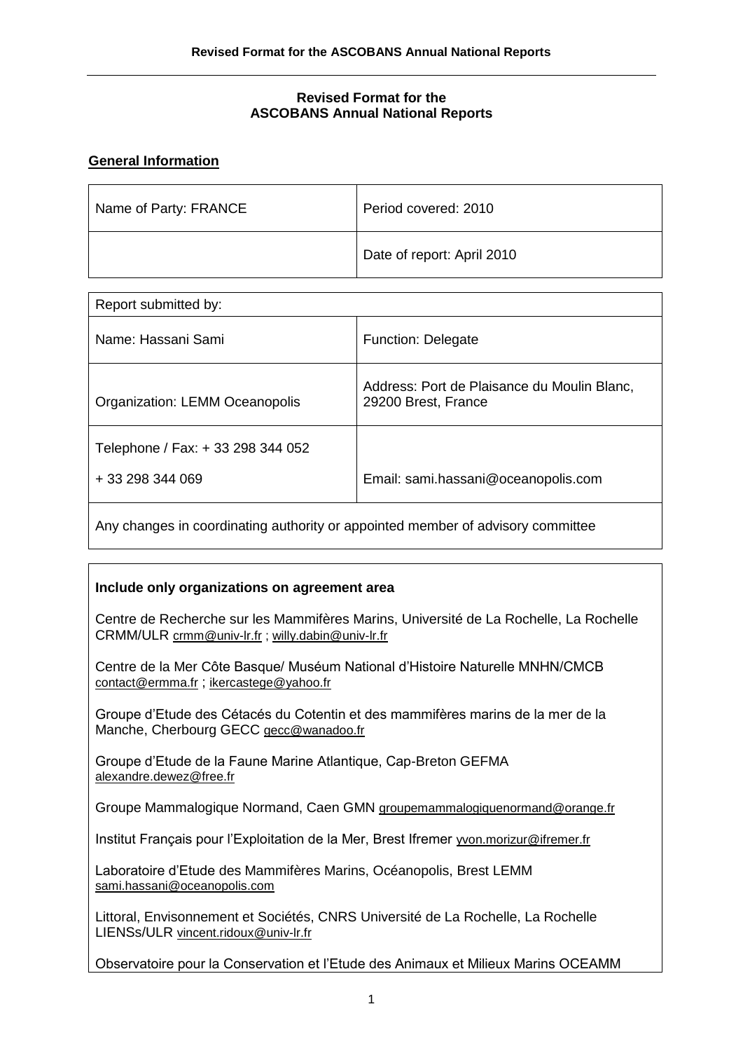**Revised Format for the**
**ASCOBANS Annual National Reports**

## General Information

| Name of Party: FRANCE | Period covered: 2010 |
| --- | --- |
| | Date of report: April 2010 |

| Report submitted by: | |
| --- | --- |
| Name: Hassani Sami | Function: Delegate |
| Organization: LEMM Oceanopolis | Address: Port de Plaisance du Moulin Blanc, 29200 Brest, France |
| Telephone / Fax: + 33 298 344 052<br>+ 33 298 344 069 | Email: sami.hassani@oceanopolis.com |
| Any changes in coordinating authority or appointed member of advisory committee | |

**Include only organizations on agreement area**

Centre de Recherche sur les Mammifères Marins, Université de La Rochelle, La Rochelle CRMM/ULR crmm@univ-lr.fr ; willy.dabin@univ-lr.fr

Centre de la Mer Côte Basque/ Muséum National d'Histoire Naturelle MNHN/CMCB contact@ermma.fr ; ikercastege@yahoo.fr

Groupe d'Etude des Cétacés du Cotentin et des mammifères marins de la mer de la Manche, Cherbourg GECC gecc@wanadoo.fr

Groupe d'Etude de la Faune Marine Atlantique, Cap-Breton GEFMA alexandre.dewez@free.fr

Groupe Mammalogique Normand, Caen GMN groupemammalogiquenormand@orange.fr

Institut Français pour l'Exploitation de la Mer, Brest Ifremer yvon.morizur@ifremer.fr

Laboratoire d'Etude des Mammifères Marins, Océanopolis, Brest LEMM sami.hassani@oceanopolis.com

Littoral, Envisonnement et Sociétés, CNRS Université de La Rochelle, La Rochelle LIENSs/ULR vincent.ridoux@univ-lr.fr

Observatoire pour la Conservation et l'Etude des Animaux et Milieux Marins OCEAMM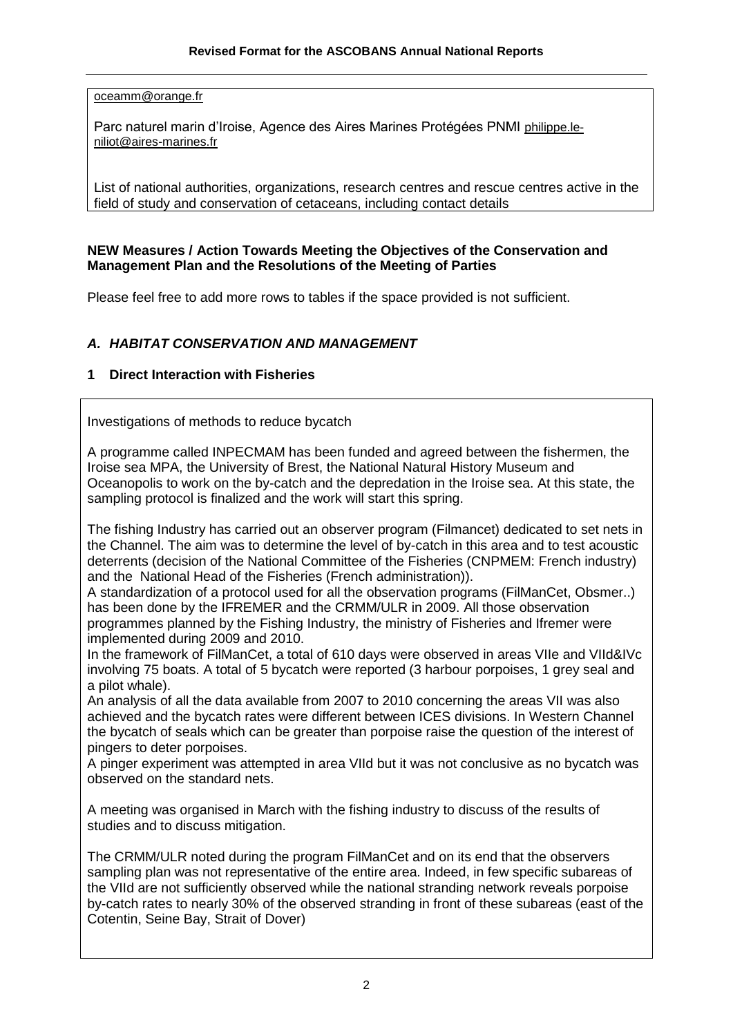oceamm@orange.fr

Parc naturel marin d'Iroise, Agence des Aires Marines Protégées PNMI philippe.le-niliot@aires-marines.fr

List of national authorities, organizations, research centres and rescue centres active in the field of study and conservation of cetaceans, including contact details

**NEW Measures / Action Towards Meeting the Objectives of the Conservation and Management Plan and the Resolutions of the Meeting of Parties**

Please feel free to add more rows to tables if the space provided is not sufficient.

## *A. HABITAT CONSERVATION AND MANAGEMENT*

### 1 Direct Interaction with Fisheries

Investigations of methods to reduce bycatch

A programme called INPECMAM has been funded and agreed between the fishermen, the Iroise sea MPA, the University of Brest, the National Natural History Museum and Oceanopolis to work on the by-catch and the depredation in the Iroise sea. At this state, the sampling protocol is finalized and the work will start this spring.

The fishing Industry has carried out an observer program (Filmancet) dedicated to set nets in the Channel. The aim was to determine the level of by-catch in this area and to test acoustic deterrents (decision of the National Committee of the Fisheries (CNPMEM: French industry) and the National Head of the Fisheries (French administration)).

A standardization of a protocol used for all the observation programs (FilManCet, Obsmer..) has been done by the IFREMER and the CRMM/ULR in 2009. All those observation programmes planned by the Fishing Industry, the ministry of Fisheries and Ifremer were implemented during 2009 and 2010.

In the framework of FilManCet, a total of 610 days were observed in areas VIIe and VIId&IVc involving 75 boats. A total of 5 bycatch were reported (3 harbour porpoises, 1 grey seal and a pilot whale).

An analysis of all the data available from 2007 to 2010 concerning the areas VII was also achieved and the bycatch rates were different between ICES divisions. In Western Channel the bycatch of seals which can be greater than porpoise raise the question of the interest of pingers to deter porpoises.

A pinger experiment was attempted in area VIId but it was not conclusive as no bycatch was observed on the standard nets.

A meeting was organised in March with the fishing industry to discuss of the results of studies and to discuss mitigation.

The CRMM/ULR noted during the program FilManCet and on its end that the observers sampling plan was not representative of the entire area. Indeed, in few specific subareas of the VIId are not sufficiently observed while the national stranding network reveals porpoise by-catch rates to nearly 30% of the observed stranding in front of these subareas (east of the Cotentin, Seine Bay, Strait of Dover)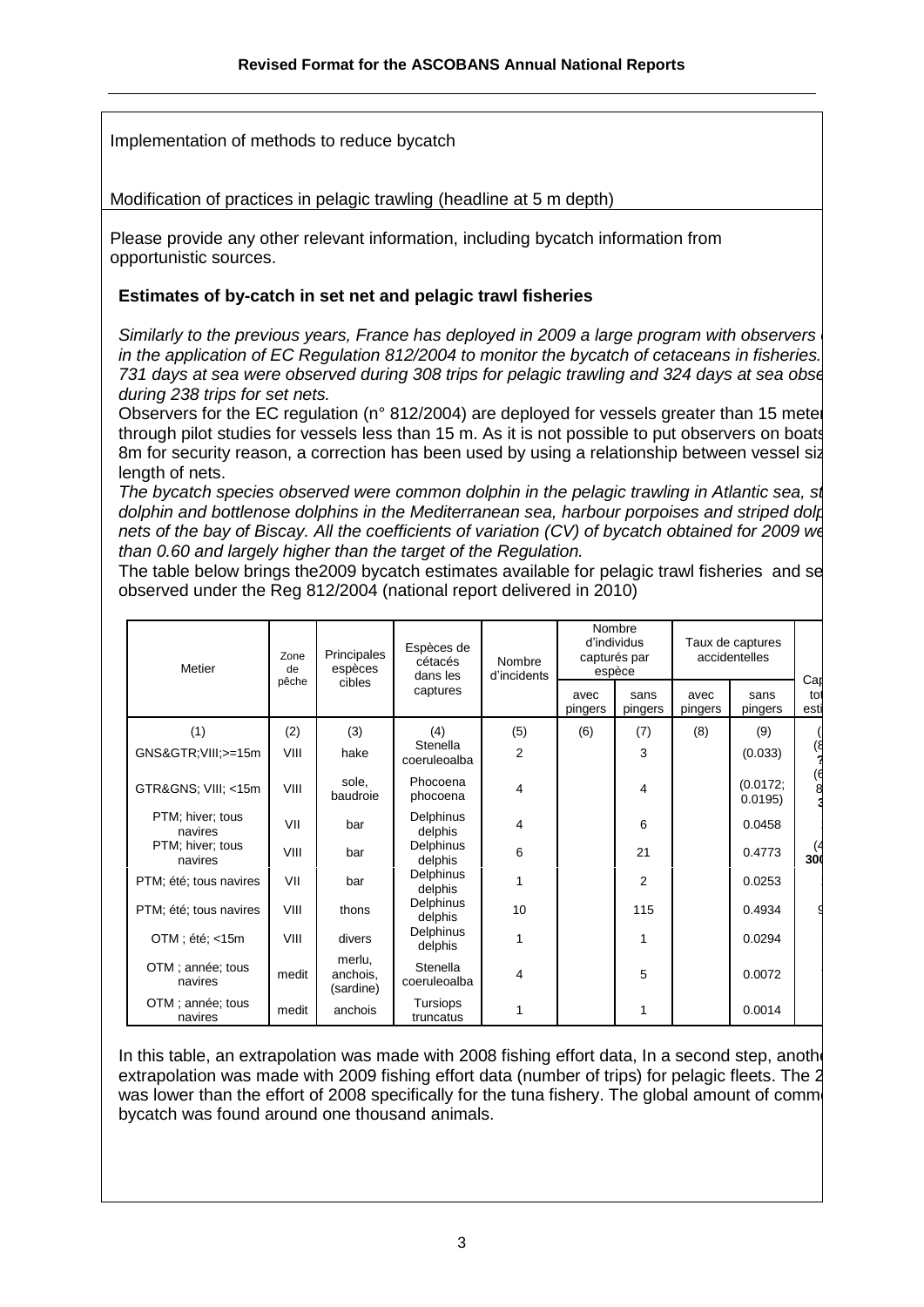Implementation of methods to reduce bycatch

Modification of practices in pelagic trawling (headline at 5 m depth)

Please provide any other relevant information, including bycatch information from opportunistic sources.

**Estimates of by-catch in set net and pelagic trawl fisheries**

*Similarly to the previous years, France has deployed in 2009 a large program with observers in the application of EC Regulation 812/2004 to monitor the bycatch of cetaceans in fisheries. 731 days at sea were observed during 308 trips for pelagic trawling and 324 days at sea obse during 238 trips for set nets.*

Observers for the EC regulation (n° 812/2004) are deployed for vessels greater than 15 meter through pilot studies for vessels less than 15 m. As it is not possible to put observers on boats 8m for security reason, a correction has been used by using a relationship between vessel siz length of nets.

*The bycatch species observed were common dolphin in the pelagic trawling in Atlantic sea, st dolphin and bottlenose dolphins in the Mediterranean sea, harbour porpoises and striped dolp nets of the bay of Biscay. All the coefficients of variation (CV) of bycatch obtained for 2009 we than 0.60 and largely higher than the target of the Regulation.*

The table below brings the2009 bycatch estimates available for pelagic trawl fisheries and se observed under the Reg 812/2004 (national report delivered in 2010)

| Metier | Zone de pêche | Principales espèces cibles | Espèces de cétacés dans les captures | Nombre d'incidents | Nombre d'individus capturés par espèce | | Taux de captures accidentelles | | Cap tot esti |
|---|---|---|---|---|---|---|---|---|---|
| | | | | | avec pingers | sans pingers | avec pingers | sans pingers | |
| (1) | (2) | (3) | (4) | (5) | (6) | (7) | (8) | (9) | ( |
| GNS&GTR;VIII;>=15m | VIII | hake | Stenella coeruleoalba | 2 | | 3 | | (0.033) | (8 ? |
| GTR&GNS; VIII; <15m | VIII | sole, baudroie | Phocoena phocoena | 4 | | 4 | | (0.0172; 0.0195) | (6 8 3 |
| PTM; hiver; tous navires | VII | bar | Delphinus delphis | 4 | | 6 | | 0.0458 | |
| PTM; hiver; tous navires | VIII | bar | Delphinus delphis | 6 | | 21 | | 0.4773 | (4 30 |
| PTM; été; tous navires | VII | bar | Delphinus delphis | 1 | | 2 | | 0.0253 | |
| PTM; été; tous navires | VIII | thons | Delphinus delphis | 10 | | 115 | | 0.4934 | 9 |
| OTM ; été; <15m | VIII | divers | Delphinus delphis | 1 | | 1 | | 0.0294 | |
| OTM ; année; tous navires | medit | merlu, anchois, (sardine) | Stenella coeruleoalba | 4 | | 5 | | 0.0072 | |
| OTM ; année; tous navires | medit | anchois | Tursiops truncatus | 1 | | 1 | | 0.0014 | |

In this table, an extrapolation was made with 2008 fishing effort data, In a second step, anoth extrapolation was made with 2009 fishing effort data (number of trips) for pelagic fleets. The 2 was lower than the effort of 2008 specifically for the tuna fishery. The global amount of comm bycatch was found around one thousand animals.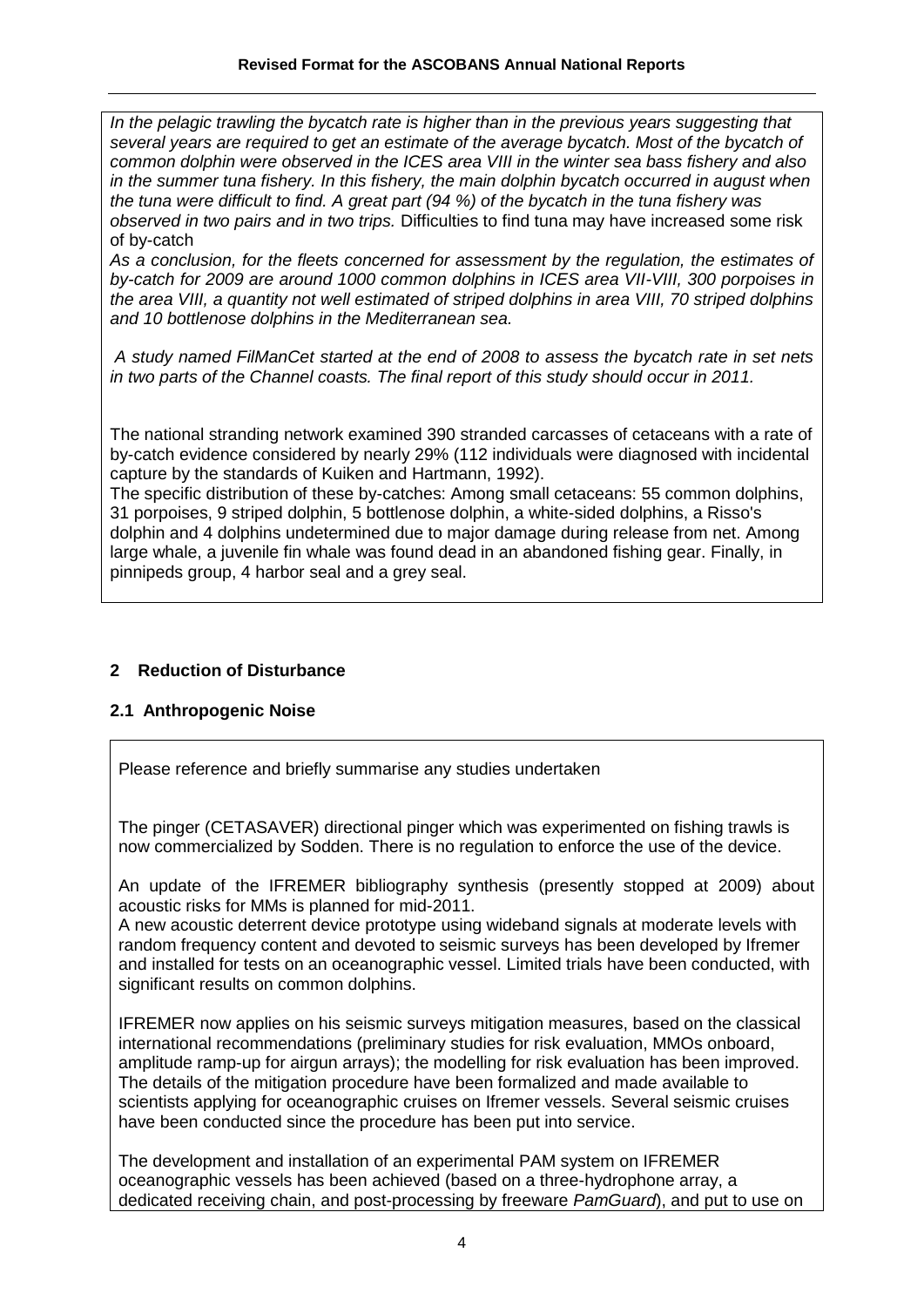*In the pelagic trawling the bycatch rate is higher than in the previous years suggesting that several years are required to get an estimate of the average bycatch. Most of the bycatch of common dolphin were observed in the ICES area VIII in the winter sea bass fishery and also in the summer tuna fishery. In this fishery, the main dolphin bycatch occurred in august when the tuna were difficult to find. A great part (94 %) of the bycatch in the tuna fishery was observed in two pairs and in two trips.* Difficulties to find tuna may have increased some risk of by-catch

*As a conclusion, for the fleets concerned for assessment by the regulation, the estimates of by-catch for 2009 are around 1000 common dolphins in ICES area VII-VIII, 300 porpoises in the area VIII, a quantity not well estimated of striped dolphins in area VIII, 70 striped dolphins and 10 bottlenose dolphins in the Mediterranean sea.*

*A study named FilManCet started at the end of 2008 to assess the bycatch rate in set nets in two parts of the Channel coasts. The final report of this study should occur in 2011.*

The national stranding network examined 390 stranded carcasses of cetaceans with a rate of by-catch evidence considered by nearly 29% (112 individuals were diagnosed with incidental capture by the standards of Kuiken and Hartmann, 1992).

The specific distribution of these by-catches: Among small cetaceans: 55 common dolphins, 31 porpoises, 9 striped dolphin, 5 bottlenose dolphin, a white-sided dolphins, a Risso's dolphin and 4 dolphins undetermined due to major damage during release from net. Among large whale, a juvenile fin whale was found dead in an abandoned fishing gear. Finally, in pinnipeds group, 4 harbor seal and a grey seal.

## 2 Reduction of Disturbance

### 2.1 Anthropogenic Noise

Please reference and briefly summarise any studies undertaken

The pinger (CETASAVER) directional pinger which was experimented on fishing trawls is now commercialized by Sodden. There is no regulation to enforce the use of the device.

An update of the IFREMER bibliography synthesis (presently stopped at 2009) about acoustic risks for MMs is planned for mid-2011.

A new acoustic deterrent device prototype using wideband signals at moderate levels with random frequency content and devoted to seismic surveys has been developed by Ifremer and installed for tests on an oceanographic vessel. Limited trials have been conducted, with significant results on common dolphins.

IFREMER now applies on his seismic surveys mitigation measures, based on the classical international recommendations (preliminary studies for risk evaluation, MMOs onboard, amplitude ramp-up for airgun arrays); the modelling for risk evaluation has been improved. The details of the mitigation procedure have been formalized and made available to scientists applying for oceanographic cruises on Ifremer vessels. Several seismic cruises have been conducted since the procedure has been put into service.

The development and installation of an experimental PAM system on IFREMER oceanographic vessels has been achieved (based on a three-hydrophone array, a dedicated receiving chain, and post-processing by freeware *PamGuard*), and put to use on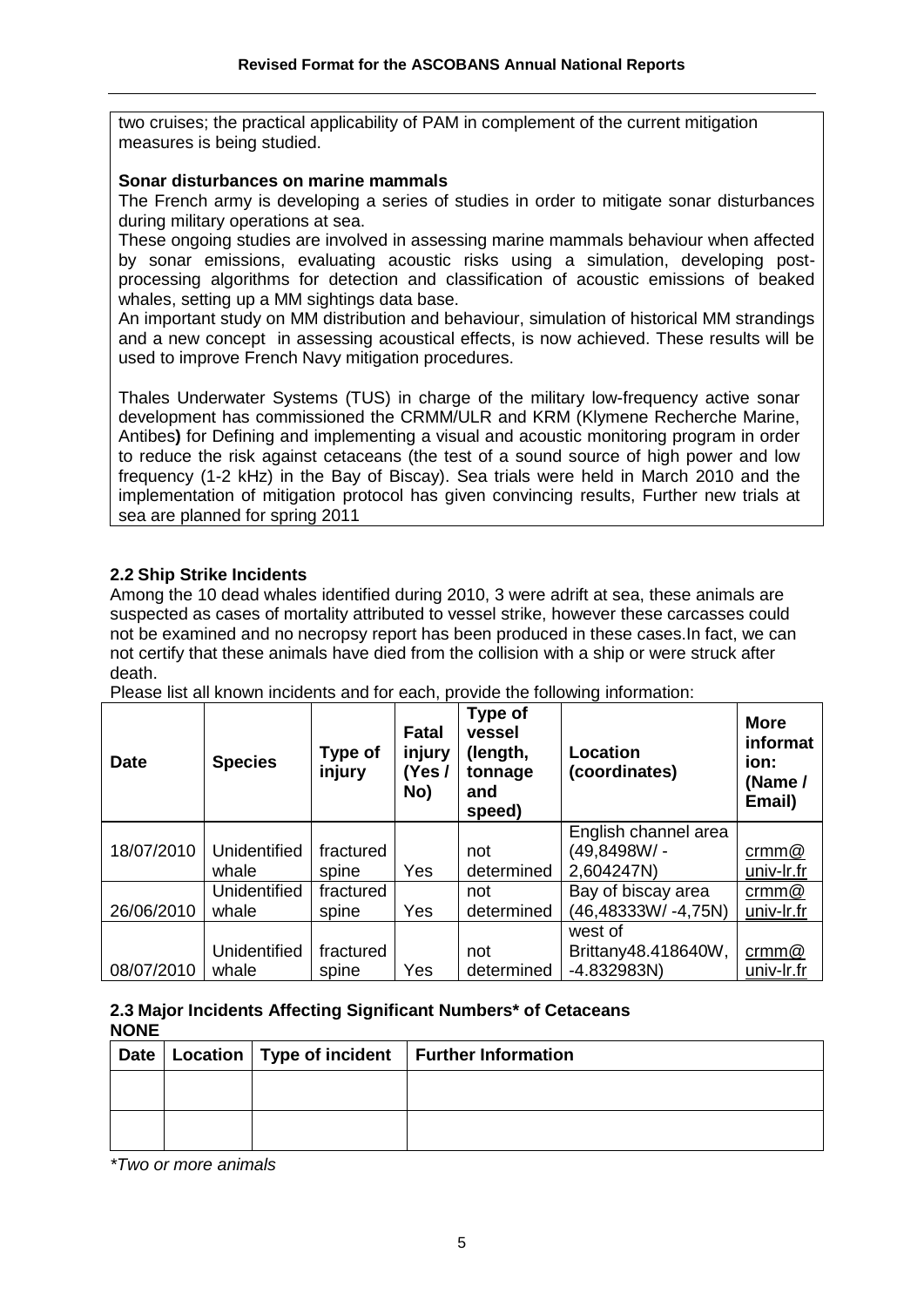two cruises; the practical applicability of PAM in complement of the current mitigation measures is being studied.

**Sonar disturbances on marine mammals**

The French army is developing a series of studies in order to mitigate sonar disturbances during military operations at sea.

These ongoing studies are involved in assessing marine mammals behaviour when affected by sonar emissions, evaluating acoustic risks using a simulation, developing post-processing algorithms for detection and classification of acoustic emissions of beaked whales, setting up a MM sightings data base.

An important study on MM distribution and behaviour, simulation of historical MM strandings and a new concept in assessing acoustical effects, is now achieved. These results will be used to improve French Navy mitigation procedures.

Thales Underwater Systems (TUS) in charge of the military low-frequency active sonar development has commissioned the CRMM/ULR and KRM (Klymene Recherche Marine, Antibes**)** for Defining and implementing a visual and acoustic monitoring program in order to reduce the risk against cetaceans (the test of a sound source of high power and low frequency (1-2 kHz) in the Bay of Biscay). Sea trials were held in March 2010 and the implementation of mitigation protocol has given convincing results, Further new trials at sea are planned for spring 2011

### 2.2 Ship Strike Incidents

Among the 10 dead whales identified during 2010, 3 were adrift at sea, these animals are suspected as cases of mortality attributed to vessel strike, however these carcasses could not be examined and no necropsy report has been produced in these cases.In fact, we can not certify that these animals have died from the collision with a ship or were struck after death.

Please list all known incidents and for each, provide the following information:

| Date | Species | Type of injury | Fatal injury (Yes / No) | Type of vessel (length, tonnage and speed) | Location (coordinates) | More information: (Name / Email) |
|---|---|---|---|---|---|---|
| 18/07/2010 | Unidentified whale | fractured spine | Yes | not determined | English channel area (49,8498W/ - 2,604247N) | crmm@univ-lr.fr |
| 26/06/2010 | Unidentified whale | fractured spine | Yes | not determined | Bay of biscay area (46,48333W/ -4,75N) | crmm@univ-lr.fr |
| 08/07/2010 | Unidentified whale | fractured spine | Yes | not determined | west of Brittany48.418640W, -4.832983N) | crmm@univ-lr.fr |

### 2.3 Major Incidents Affecting Significant Numbers* of Cetaceans

**NONE**

| Date | Location | Type of incident | Further Information |
|---|---|---|---|
| | | | |
| | | | |

*Two or more animals*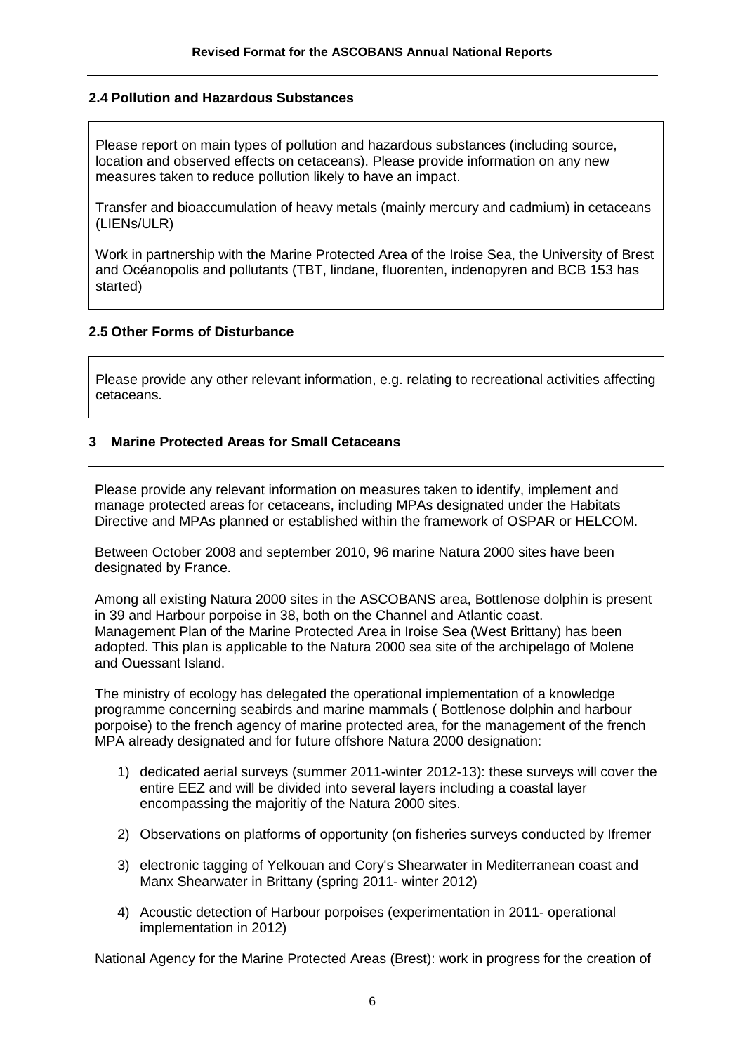## 2.4 Pollution and Hazardous Substances

Please report on main types of pollution and hazardous substances (including source, location and observed effects on cetaceans). Please provide information on any new measures taken to reduce pollution likely to have an impact.

Transfer and bioaccumulation of heavy metals (mainly mercury and cadmium) in cetaceans (LIENs/ULR)

Work in partnership with the Marine Protected Area of the Iroise Sea, the University of Brest and Océanopolis and pollutants (TBT, lindane, fluorenten, indenopyren and BCB 153 has started)

## 2.5 Other Forms of Disturbance

Please provide any other relevant information, e.g. relating to recreational activities affecting cetaceans.

# 3 Marine Protected Areas for Small Cetaceans

Please provide any relevant information on measures taken to identify, implement and manage protected areas for cetaceans, including MPAs designated under the Habitats Directive and MPAs planned or established within the framework of OSPAR or HELCOM.

Between October 2008 and september 2010, 96 marine Natura 2000 sites have been designated by France.

Among all existing Natura 2000 sites in the ASCOBANS area, Bottlenose dolphin is present in 39 and Harbour porpoise in 38, both on the Channel and Atlantic coast.
Management Plan of the Marine Protected Area in Iroise Sea (West Brittany) has been adopted. This plan is applicable to the Natura 2000 sea site of the archipelago of Molene and Ouessant Island.

The ministry of ecology has delegated the operational implementation of a knowledge programme concerning seabirds and marine mammals ( Bottlenose dolphin and harbour porpoise) to the french agency of marine protected area, for the management of the french MPA already designated and for future offshore Natura 2000 designation:

1) dedicated aerial surveys (summer 2011-winter 2012-13): these surveys will cover the entire EEZ and will be divided into several layers including a coastal layer encompassing the majoritiy of the Natura 2000 sites.

2) Observations on platforms of opportunity (on fisheries surveys conducted by Ifremer

3) electronic tagging of Yelkouan and Cory's Shearwater in Mediterranean coast and Manx Shearwater in Brittany (spring 2011- winter 2012)

4) Acoustic detection of Harbour porpoises (experimentation in 2011- operational implementation in 2012)

National Agency for the Marine Protected Areas (Brest): work in progress for the creation of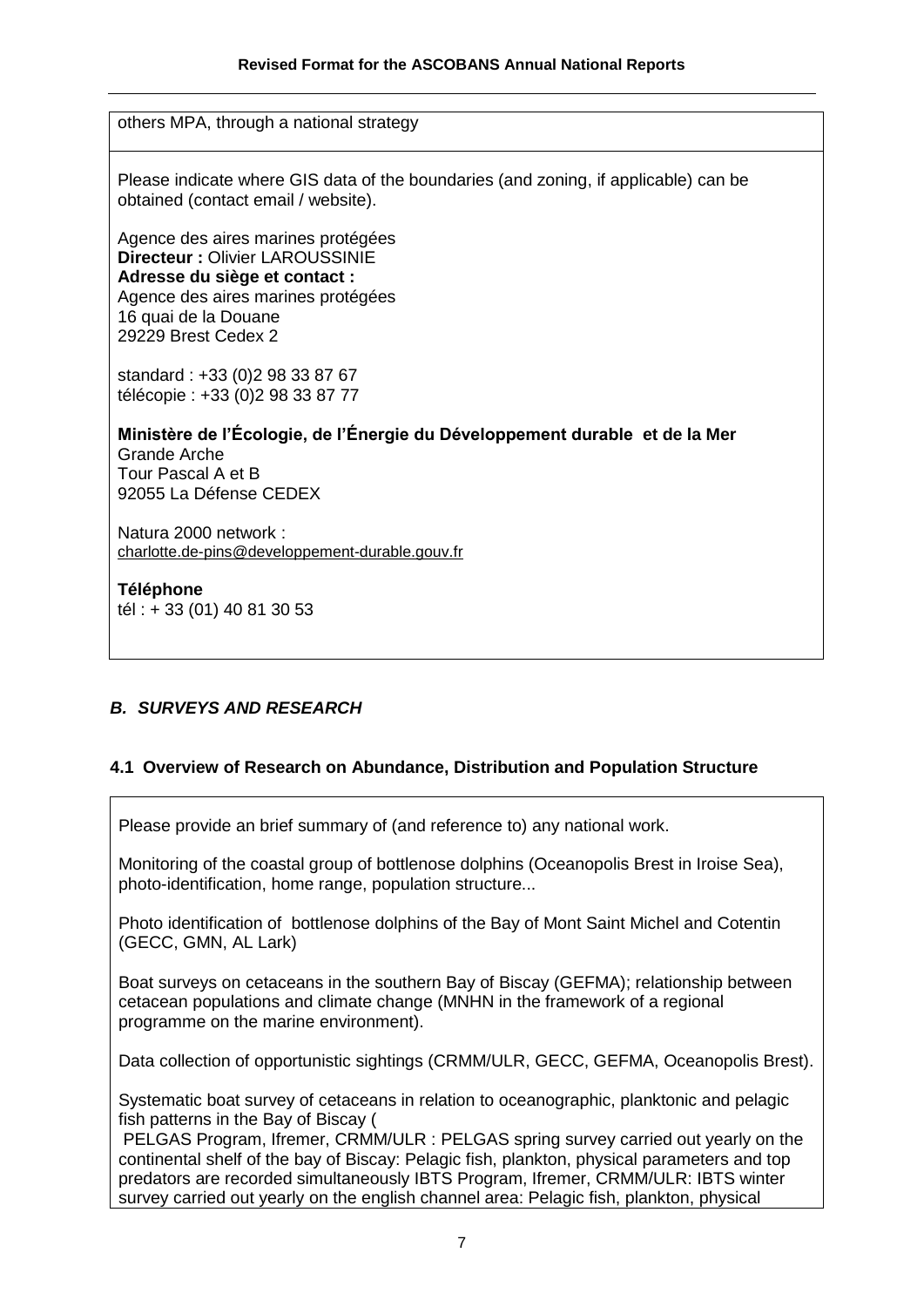others MPA, through a national strategy

Please indicate where GIS data of the boundaries (and zoning, if applicable) can be obtained (contact email / website).

Agence des aires marines protégées
**Directeur :** Olivier LAROUSSINIE
**Adresse du siège et contact :**
Agence des aires marines protégées
16 quai de la Douane
29229 Brest Cedex 2

standard : +33 (0)2 98 33 87 67
télécopie : +33 (0)2 98 33 87 77

**Ministère de l'Écologie, de l'Énergie du Développement durable et de la Mer**
Grande Arche
Tour Pascal A et B
92055 La Défense CEDEX

Natura 2000 network :
charlotte.de-pins@developpement-durable.gouv.fr

**Téléphone**
tél : + 33 (01) 40 81 30 53

## *B. SURVEYS AND RESEARCH*

### 4.1 Overview of Research on Abundance, Distribution and Population Structure

Please provide an brief summary of (and reference to) any national work.

Monitoring of the coastal group of bottlenose dolphins (Oceanopolis Brest in Iroise Sea), photo-identification, home range, population structure...

Photo identification of bottlenose dolphins of the Bay of Mont Saint Michel and Cotentin (GECC, GMN, AL Lark)

Boat surveys on cetaceans in the southern Bay of Biscay (GEFMA); relationship between cetacean populations and climate change (MNHN in the framework of a regional programme on the marine environment).

Data collection of opportunistic sightings (CRMM/ULR, GECC, GEFMA, Oceanopolis Brest).

Systematic boat survey of cetaceans in relation to oceanographic, planktonic and pelagic fish patterns in the Bay of Biscay (
PELGAS Program, Ifremer, CRMM/ULR : PELGAS spring survey carried out yearly on the continental shelf of the bay of Biscay: Pelagic fish, plankton, physical parameters and top predators are recorded simultaneously IBTS Program, Ifremer, CRMM/ULR: IBTS winter survey carried out yearly on the english channel area: Pelagic fish, plankton, physical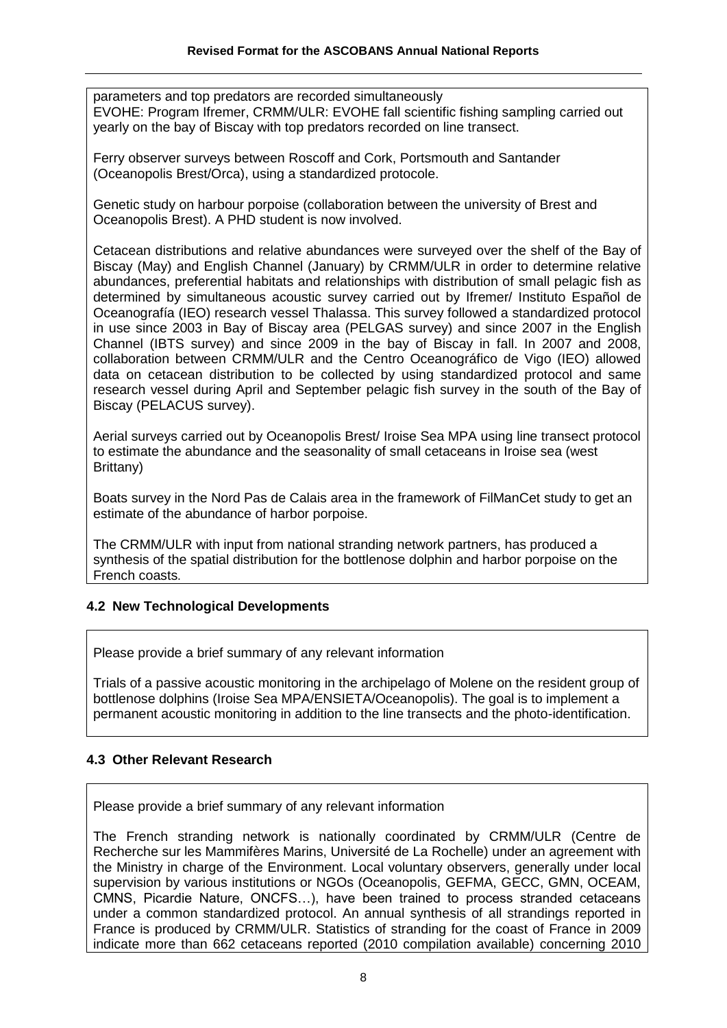parameters and top predators are recorded simultaneously
EVOHE: Program Ifremer, CRMM/ULR: EVOHE fall scientific fishing sampling carried out yearly on the bay of Biscay with top predators recorded on line transect.

Ferry observer surveys between Roscoff and Cork, Portsmouth and Santander (Oceanopolis Brest/Orca), using a standardized protocole.

Genetic study on harbour porpoise (collaboration between the university of Brest and Oceanopolis Brest). A PHD student is now involved.

Cetacean distributions and relative abundances were surveyed over the shelf of the Bay of Biscay (May) and English Channel (January) by CRMM/ULR in order to determine relative abundances, preferential habitats and relationships with distribution of small pelagic fish as determined by simultaneous acoustic survey carried out by Ifremer/ Instituto Español de Oceanografía (IEO) research vessel Thalassa. This survey followed a standardized protocol in use since 2003 in Bay of Biscay area (PELGAS survey) and since 2007 in the English Channel (IBTS survey) and since 2009 in the bay of Biscay in fall. In 2007 and 2008, collaboration between CRMM/ULR and the Centro Oceanográfico de Vigo (IEO) allowed data on cetacean distribution to be collected by using standardized protocol and same research vessel during April and September pelagic fish survey in the south of the Bay of Biscay (PELACUS survey).

Aerial surveys carried out by Oceanopolis Brest/ Iroise Sea MPA using line transect protocol to estimate the abundance and the seasonality of small cetaceans in Iroise sea (west Brittany)

Boats survey in the Nord Pas de Calais area in the framework of FilManCet study to get an estimate of the abundance of harbor porpoise.

The CRMM/ULR with input from national stranding network partners, has produced a synthesis of the spatial distribution for the bottlenose dolphin and harbor porpoise on the French coasts.

### 4.2 New Technological Developments

Please provide a brief summary of any relevant information

Trials of a passive acoustic monitoring in the archipelago of Molene on the resident group of bottlenose dolphins (Iroise Sea MPA/ENSIETA/Oceanopolis). The goal is to implement a permanent acoustic monitoring in addition to the line transects and the photo-identification.

### 4.3 Other Relevant Research

Please provide a brief summary of any relevant information

The French stranding network is nationally coordinated by CRMM/ULR (Centre de Recherche sur les Mammifères Marins, Université de La Rochelle) under an agreement with the Ministry in charge of the Environment. Local voluntary observers, generally under local supervision by various institutions or NGOs (Oceanopolis, GEFMA, GECC, GMN, OCEAM, CMNS, Picardie Nature, ONCFS…), have been trained to process stranded cetaceans under a common standardized protocol. An annual synthesis of all strandings reported in France is produced by CRMM/ULR. Statistics of stranding for the coast of France in 2009 indicate more than 662 cetaceans reported (2010 compilation available) concerning 2010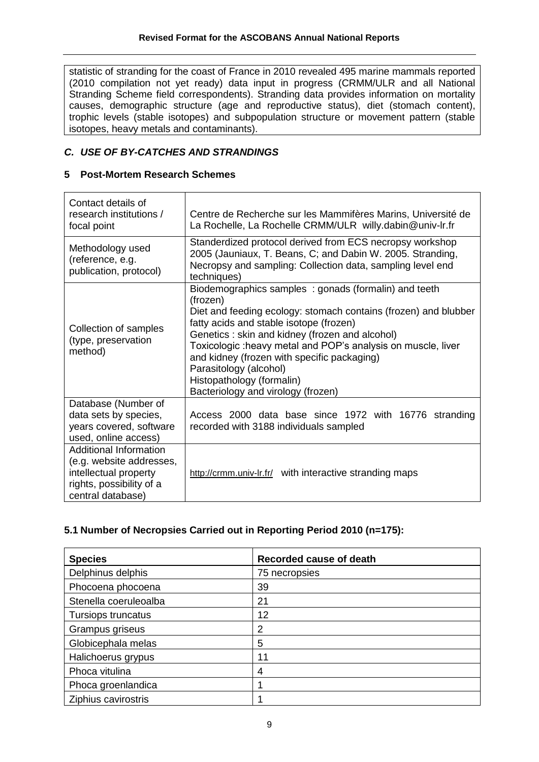statistic of stranding for the coast of France in 2010 revealed 495 marine mammals reported (2010 compilation not yet ready) data input in progress (CRMM/ULR and all National Stranding Scheme field correspondents). Stranding data provides information on mortality causes, demographic structure (age and reproductive status), diet (stomach content), trophic levels (stable isotopes) and subpopulation structure or movement pattern (stable isotopes, heavy metals and contaminants).

### *C. USE OF BY-CATCHES AND STRANDINGS*

### 5 Post-Mortem Research Schemes

| | |
|---|---|
| Contact details of research institutions / focal point | Centre de Recherche sur les Mammifères Marins, Université de La Rochelle, La Rochelle CRMM/ULR willy.dabin@univ-lr.fr |
| Methodology used (reference, e.g. publication, protocol) | Standerdized protocol derived from ECS necropsy workshop 2005 (Jauniaux, T. Beans, C; and Dabin W. 2005. Stranding, Necropsy and sampling: Collection data, sampling level end techniques) |
| Collection of samples (type, preservation method) | Biodemographics samples : gonads (formalin) and teeth (frozen)<br>Diet and feeding ecology: stomach contains (frozen) and blubber fatty acids and stable isotope (frozen)<br>Genetics : skin and kidney (frozen and alcohol)<br>Toxicologic :heavy metal and POP's analysis on muscle, liver and kidney (frozen with specific packaging)<br>Parasitology (alcohol)<br>Histopathology (formalin)<br>Bacteriology and virology (frozen) |
| Database (Number of data sets by species, years covered, software used, online access) | Access 2000 data base since 1972 with 16776 stranding recorded with 3188 individuals sampled |
| Additional Information (e.g. website addresses, intellectual property rights, possibility of a central database) | http://crmm.univ-lr.fr/ with interactive stranding maps |

### 5.1 Number of Necropsies Carried out in Reporting Period 2010 (n=175):

| Species | Recorded cause of death |
|---|---|
| Delphinus delphis | 75 necropsies |
| Phocoena phocoena | 39 |
| Stenella coeruleoalba | 21 |
| Tursiops truncatus | 12 |
| Grampus griseus | 2 |
| Globicephala melas | 5 |
| Halichoerus grypus | 11 |
| Phoca vitulina | 4 |
| Phoca groenlandica | 1 |
| Ziphius cavirostris | 1 |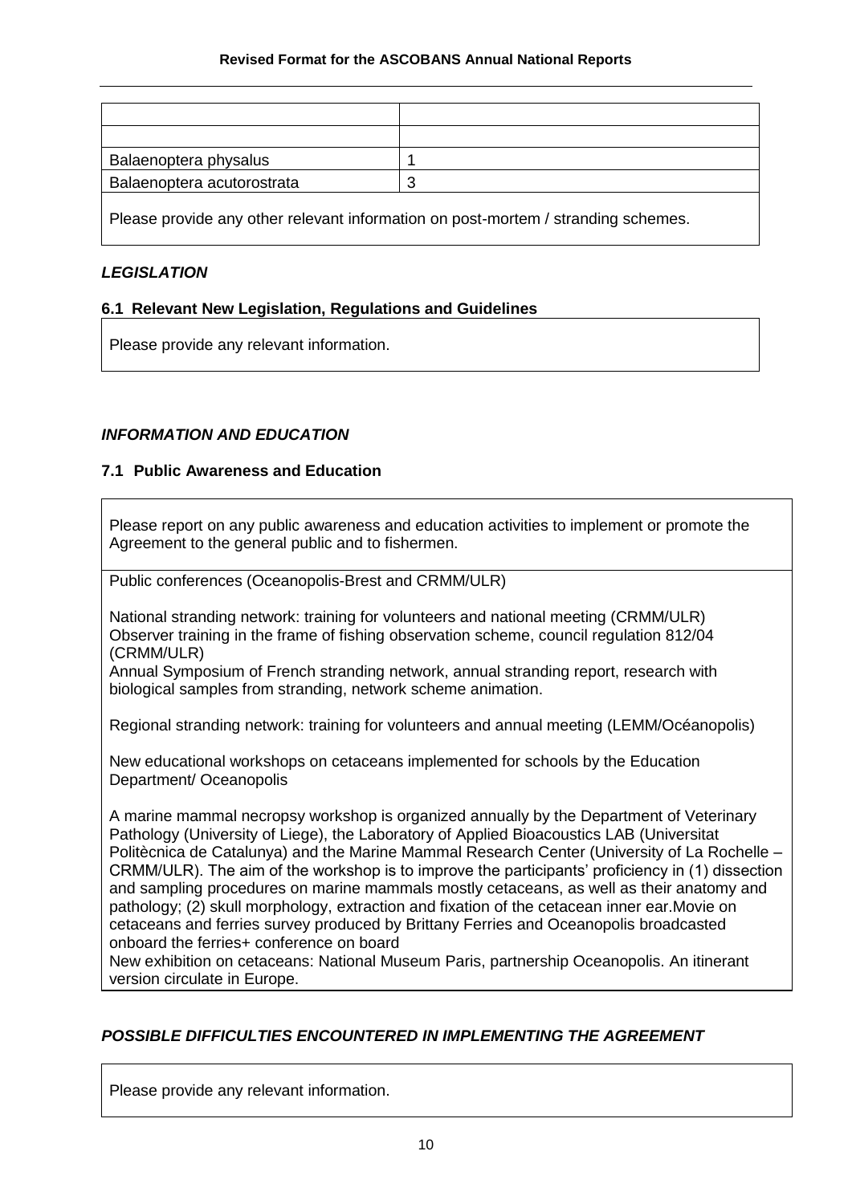| | |
|---|---|
| | |
| | |
| Balaenoptera physalus | 1 |
| Balaenoptera acutorostrata | 3 |

Please provide any other relevant information on post-mortem / stranding schemes.

## *LEGISLATION*

### 6.1 Relevant New Legislation, Regulations and Guidelines

Please provide any relevant information.

## *INFORMATION AND EDUCATION*

### 7.1 Public Awareness and Education

Please report on any public awareness and education activities to implement or promote the Agreement to the general public and to fishermen.

Public conferences (Oceanopolis-Brest and CRMM/ULR)

National stranding network: training for volunteers and national meeting (CRMM/ULR)
Observer training in the frame of fishing observation scheme, council regulation 812/04 (CRMM/ULR)
Annual Symposium of French stranding network, annual stranding report, research with biological samples from stranding, network scheme animation.

Regional stranding network: training for volunteers and annual meeting (LEMM/Océanopolis)

New educational workshops on cetaceans implemented for schools by the Education Department/ Oceanopolis

A marine mammal necropsy workshop is organized annually by the Department of Veterinary Pathology (University of Liege), the Laboratory of Applied Bioacoustics LAB (Universitat Politècnica de Catalunya) and the Marine Mammal Research Center (University of La Rochelle – CRMM/ULR). The aim of the workshop is to improve the participants' proficiency in (1) dissection and sampling procedures on marine mammals mostly cetaceans, as well as their anatomy and pathology; (2) skull morphology, extraction and fixation of the cetacean inner ear.Movie on cetaceans and ferries survey produced by Brittany Ferries and Oceanopolis broadcasted onboard the ferries+ conference on board
New exhibition on cetaceans: National Museum Paris, partnership Oceanopolis. An itinerant version circulate in Europe.

## *POSSIBLE DIFFICULTIES ENCOUNTERED IN IMPLEMENTING THE AGREEMENT*

Please provide any relevant information.